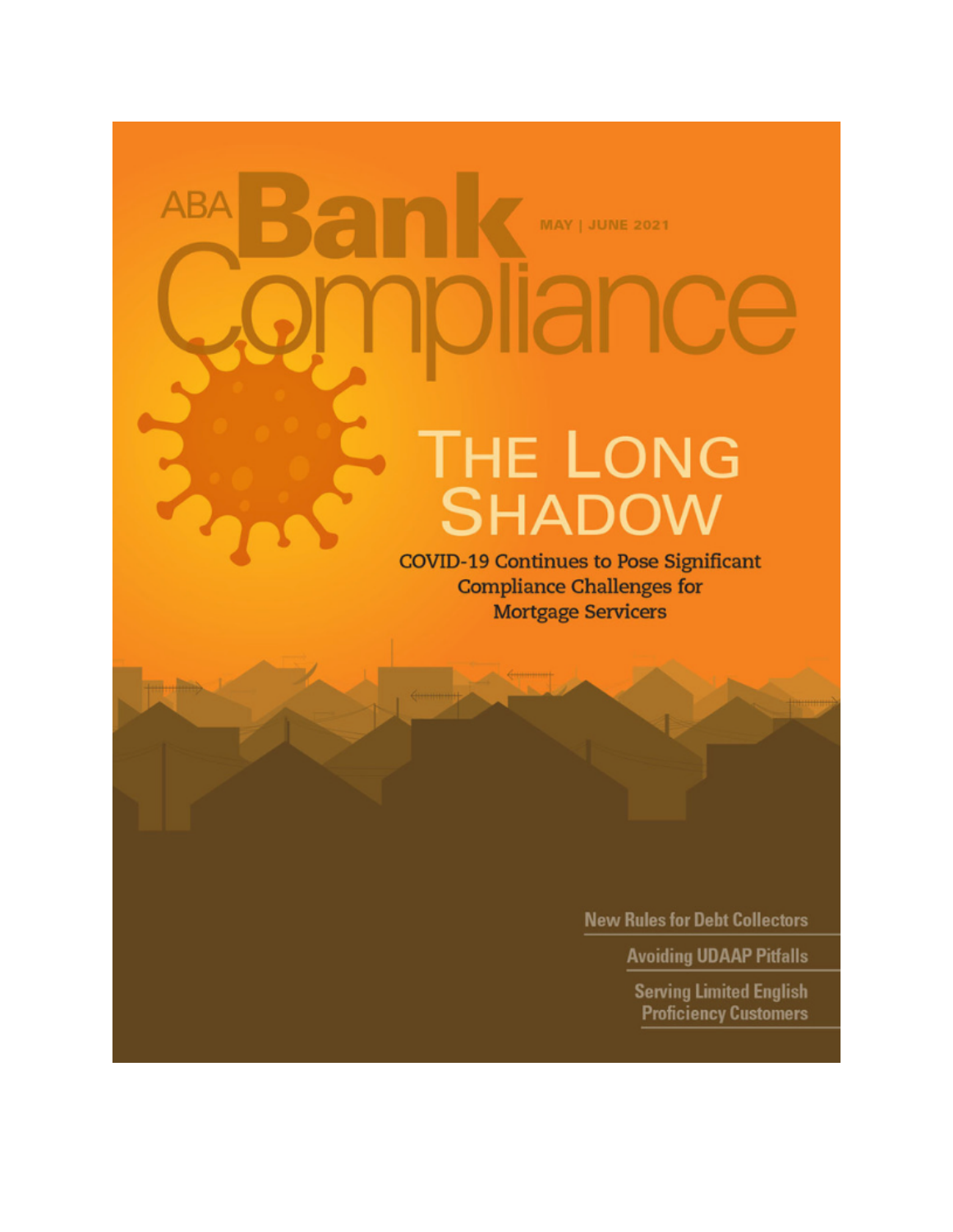# ABA Bank Compliance

MAY | JUNE 2021

## THE LONG SHADOW

**COVID-19 Continues to Pose Significant Compliance Challenges for Mortgage Servicers**

- New Rules for Debt Collectors
- Avoiding UDAAP Pitfalls
- Serving Limited English Proficiency Customers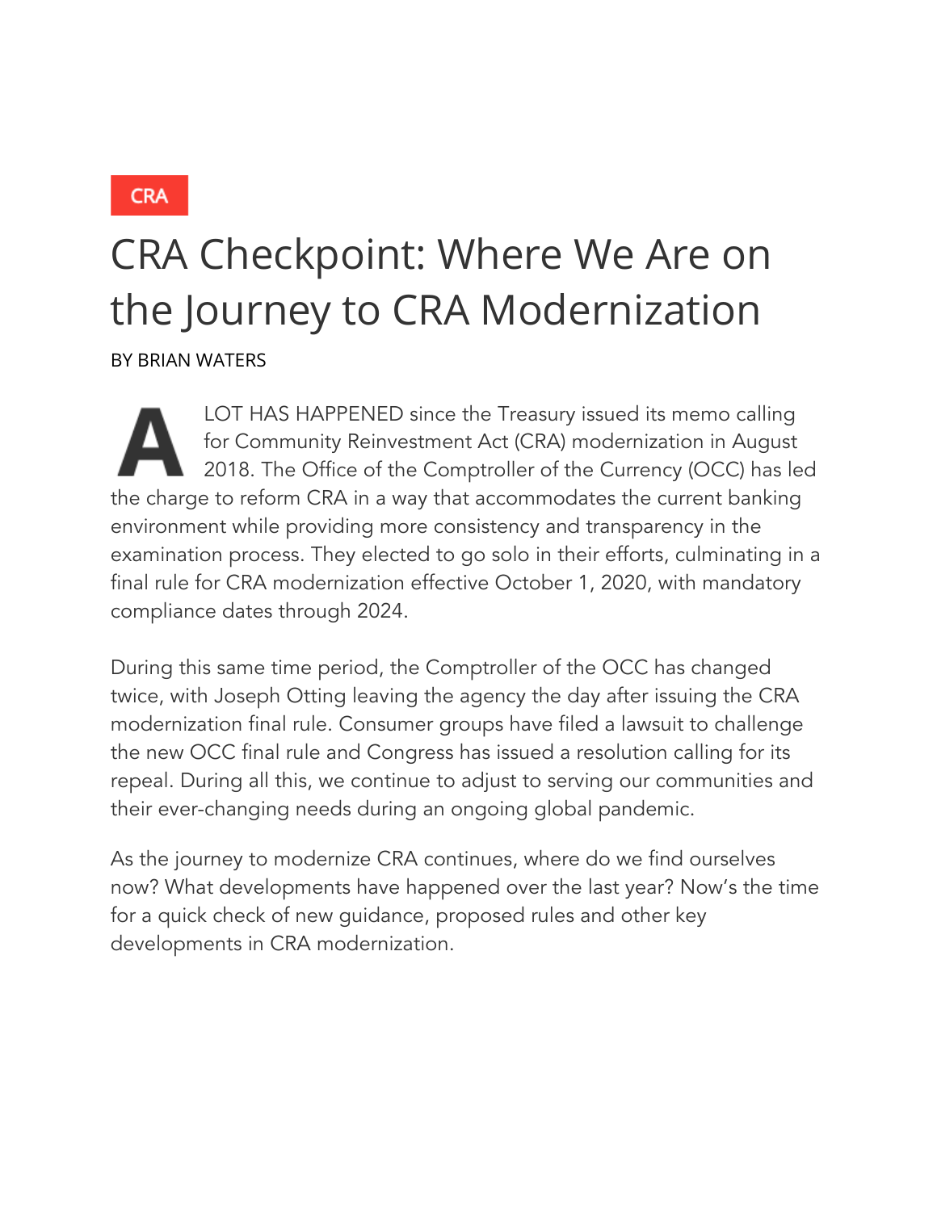CRA

# CRA Checkpoint: Where We Are on the Journey to CRA Modernization

BY BRIAN WATERS

A LOT HAS HAPPENED since the Treasury issued its memo calling for Community Reinvestment Act (CRA) modernization in August 2018. The Office of the Comptroller of the Currency (OCC) has led the charge to reform CRA in a way that accommodates the current banking environment while providing more consistency and transparency in the examination process. They elected to go solo in their efforts, culminating in a final rule for CRA modernization effective October 1, 2020, with mandatory compliance dates through 2024.

During this same time period, the Comptroller of the OCC has changed twice, with Joseph Otting leaving the agency the day after issuing the CRA modernization final rule. Consumer groups have filed a lawsuit to challenge the new OCC final rule and Congress has issued a resolution calling for its repeal. During all this, we continue to adjust to serving our communities and their ever-changing needs during an ongoing global pandemic.

As the journey to modernize CRA continues, where do we find ourselves now? What developments have happened over the last year? Now's the time for a quick check of new guidance, proposed rules and other key developments in CRA modernization.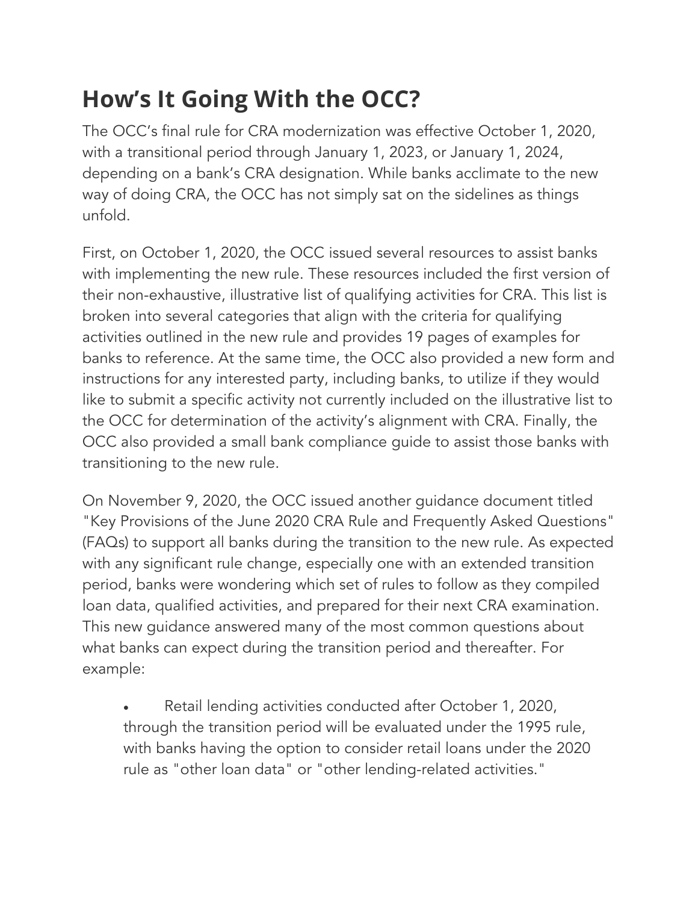## How's It Going With the OCC?

The OCC's final rule for CRA modernization was effective October 1, 2020, with a transitional period through January 1, 2023, or January 1, 2024, depending on a bank's CRA designation. While banks acclimate to the new way of doing CRA, the OCC has not simply sat on the sidelines as things unfold.

First, on October 1, 2020, the OCC issued several resources to assist banks with implementing the new rule. These resources included the first version of their non-exhaustive, illustrative list of qualifying activities for CRA. This list is broken into several categories that align with the criteria for qualifying activities outlined in the new rule and provides 19 pages of examples for banks to reference. At the same time, the OCC also provided a new form and instructions for any interested party, including banks, to utilize if they would like to submit a specific activity not currently included on the illustrative list to the OCC for determination of the activity's alignment with CRA. Finally, the OCC also provided a small bank compliance guide to assist those banks with transitioning to the new rule.

On November 9, 2020, the OCC issued another guidance document titled "Key Provisions of the June 2020 CRA Rule and Frequently Asked Questions" (FAQs) to support all banks during the transition to the new rule. As expected with any significant rule change, especially one with an extended transition period, banks were wondering which set of rules to follow as they compiled loan data, qualified activities, and prepared for their next CRA examination. This new guidance answered many of the most common questions about what banks can expect during the transition period and thereafter. For example:

- Retail lending activities conducted after October 1, 2020, through the transition period will be evaluated under the 1995 rule, with banks having the option to consider retail loans under the 2020 rule as "other loan data" or "other lending-related activities."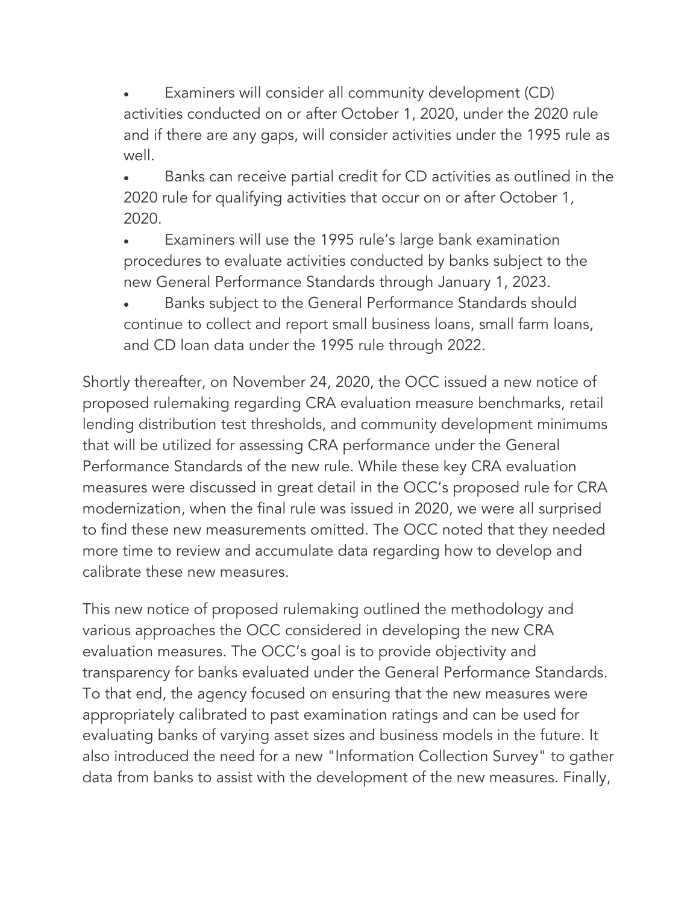- Examiners will consider all community development (CD) activities conducted on or after October 1, 2020, under the 2020 rule and if there are any gaps, will consider activities under the 1995 rule as well.
- Banks can receive partial credit for CD activities as outlined in the 2020 rule for qualifying activities that occur on or after October 1, 2020.
- Examiners will use the 1995 rule's large bank examination procedures to evaluate activities conducted by banks subject to the new General Performance Standards through January 1, 2023.
- Banks subject to the General Performance Standards should continue to collect and report small business loans, small farm loans, and CD loan data under the 1995 rule through 2022.

Shortly thereafter, on November 24, 2020, the OCC issued a new notice of proposed rulemaking regarding CRA evaluation measure benchmarks, retail lending distribution test thresholds, and community development minimums that will be utilized for assessing CRA performance under the General Performance Standards of the new rule. While these key CRA evaluation measures were discussed in great detail in the OCC's proposed rule for CRA modernization, when the final rule was issued in 2020, we were all surprised to find these new measurements omitted. The OCC noted that they needed more time to review and accumulate data regarding how to develop and calibrate these new measures.

This new notice of proposed rulemaking outlined the methodology and various approaches the OCC considered in developing the new CRA evaluation measures. The OCC's goal is to provide objectivity and transparency for banks evaluated under the General Performance Standards. To that end, the agency focused on ensuring that the new measures were appropriately calibrated to past examination ratings and can be used for evaluating banks of varying asset sizes and business models in the future. It also introduced the need for a new "Information Collection Survey" to gather data from banks to assist with the development of the new measures. Finally,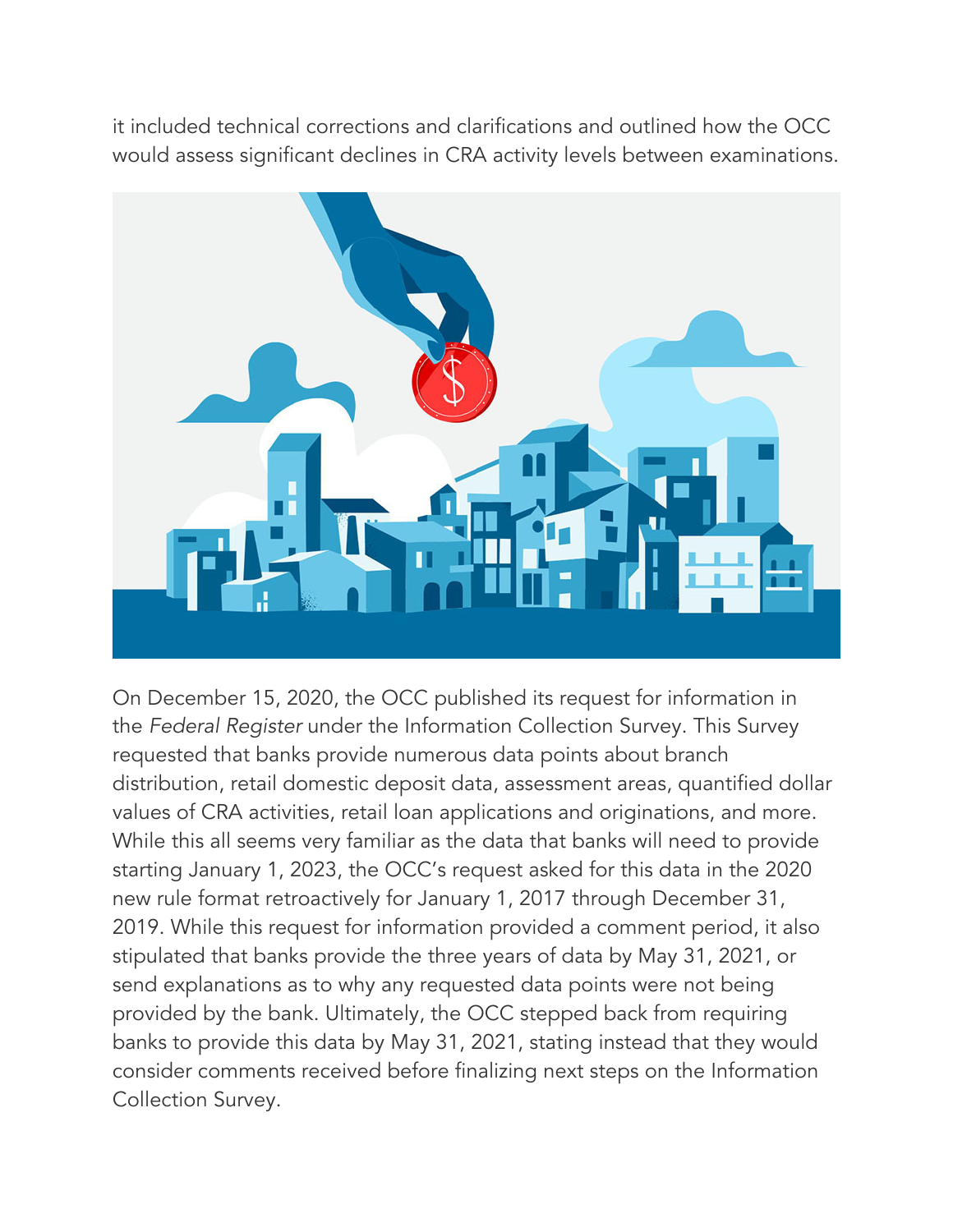it included technical corrections and clarifications and outlined how the OCC would assess significant declines in CRA activity levels between examinations.

On December 15, 2020, the OCC published its request for information in the *Federal Register* under the Information Collection Survey. This Survey requested that banks provide numerous data points about branch distribution, retail domestic deposit data, assessment areas, quantified dollar values of CRA activities, retail loan applications and originations, and more. While this all seems very familiar as the data that banks will need to provide starting January 1, 2023, the OCC's request asked for this data in the 2020 new rule format retroactively for January 1, 2017 through December 31, 2019. While this request for information provided a comment period, it also stipulated that banks provide the three years of data by May 31, 2021, or send explanations as to why any requested data points were not being provided by the bank. Ultimately, the OCC stepped back from requiring banks to provide this data by May 31, 2021, stating instead that they would consider comments received before finalizing next steps on the Information Collection Survey.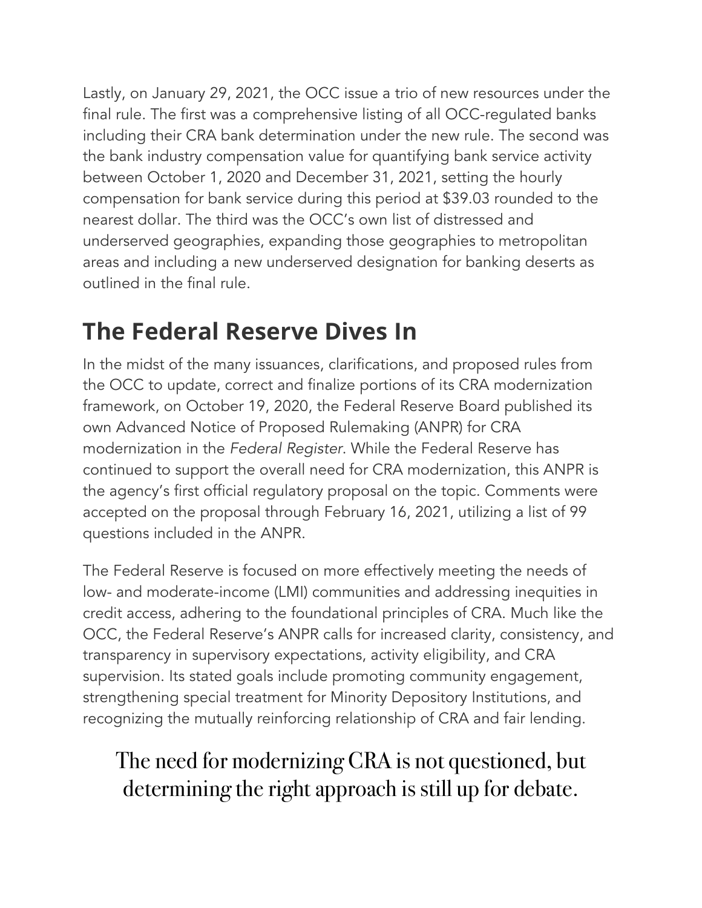Lastly, on January 29, 2021, the OCC issue a trio of new resources under the final rule. The first was a comprehensive listing of all OCC-regulated banks including their CRA bank determination under the new rule. The second was the bank industry compensation value for quantifying bank service activity between October 1, 2020 and December 31, 2021, setting the hourly compensation for bank service during this period at $39.03 rounded to the nearest dollar. The third was the OCC's own list of distressed and underserved geographies, expanding those geographies to metropolitan areas and including a new underserved designation for banking deserts as outlined in the final rule.

## The Federal Reserve Dives In

In the midst of the many issuances, clarifications, and proposed rules from the OCC to update, correct and finalize portions of its CRA modernization framework, on October 19, 2020, the Federal Reserve Board published its own Advanced Notice of Proposed Rulemaking (ANPR) for CRA modernization in the *Federal Register*. While the Federal Reserve has continued to support the overall need for CRA modernization, this ANPR is the agency's first official regulatory proposal on the topic. Comments were accepted on the proposal through February 16, 2021, utilizing a list of 99 questions included in the ANPR.

The Federal Reserve is focused on more effectively meeting the needs of low- and moderate-income (LMI) communities and addressing inequities in credit access, adhering to the foundational principles of CRA. Much like the OCC, the Federal Reserve's ANPR calls for increased clarity, consistency, and transparency in supervisory expectations, activity eligibility, and CRA supervision. Its stated goals include promoting community engagement, strengthening special treatment for Minority Depository Institutions, and recognizing the mutually reinforcing relationship of CRA and fair lending.

> The need for modernizing CRA is not questioned, but determining the right approach is still up for debate.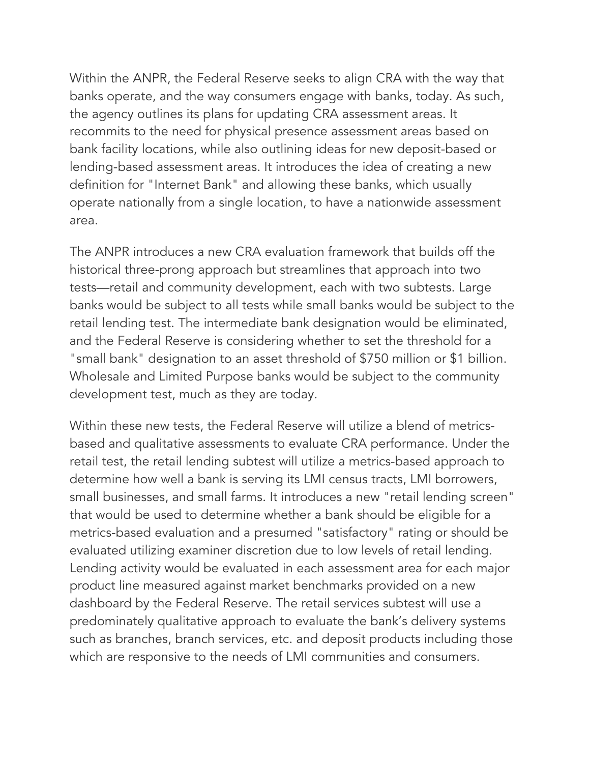Within the ANPR, the Federal Reserve seeks to align CRA with the way that banks operate, and the way consumers engage with banks, today. As such, the agency outlines its plans for updating CRA assessment areas. It recommits to the need for physical presence assessment areas based on bank facility locations, while also outlining ideas for new deposit-based or lending-based assessment areas. It introduces the idea of creating a new definition for "Internet Bank" and allowing these banks, which usually operate nationally from a single location, to have a nationwide assessment area.

The ANPR introduces a new CRA evaluation framework that builds off the historical three-prong approach but streamlines that approach into two tests—retail and community development, each with two subtests. Large banks would be subject to all tests while small banks would be subject to the retail lending test. The intermediate bank designation would be eliminated, and the Federal Reserve is considering whether to set the threshold for a "small bank" designation to an asset threshold of $750 million or $1 billion. Wholesale and Limited Purpose banks would be subject to the community development test, much as they are today.

Within these new tests, the Federal Reserve will utilize a blend of metrics-based and qualitative assessments to evaluate CRA performance. Under the retail test, the retail lending subtest will utilize a metrics-based approach to determine how well a bank is serving its LMI census tracts, LMI borrowers, small businesses, and small farms. It introduces a new "retail lending screen" that would be used to determine whether a bank should be eligible for a metrics-based evaluation and a presumed "satisfactory" rating or should be evaluated utilizing examiner discretion due to low levels of retail lending. Lending activity would be evaluated in each assessment area for each major product line measured against market benchmarks provided on a new dashboard by the Federal Reserve. The retail services subtest will use a predominately qualitative approach to evaluate the bank's delivery systems such as branches, branch services, etc. and deposit products including those which are responsive to the needs of LMI communities and consumers.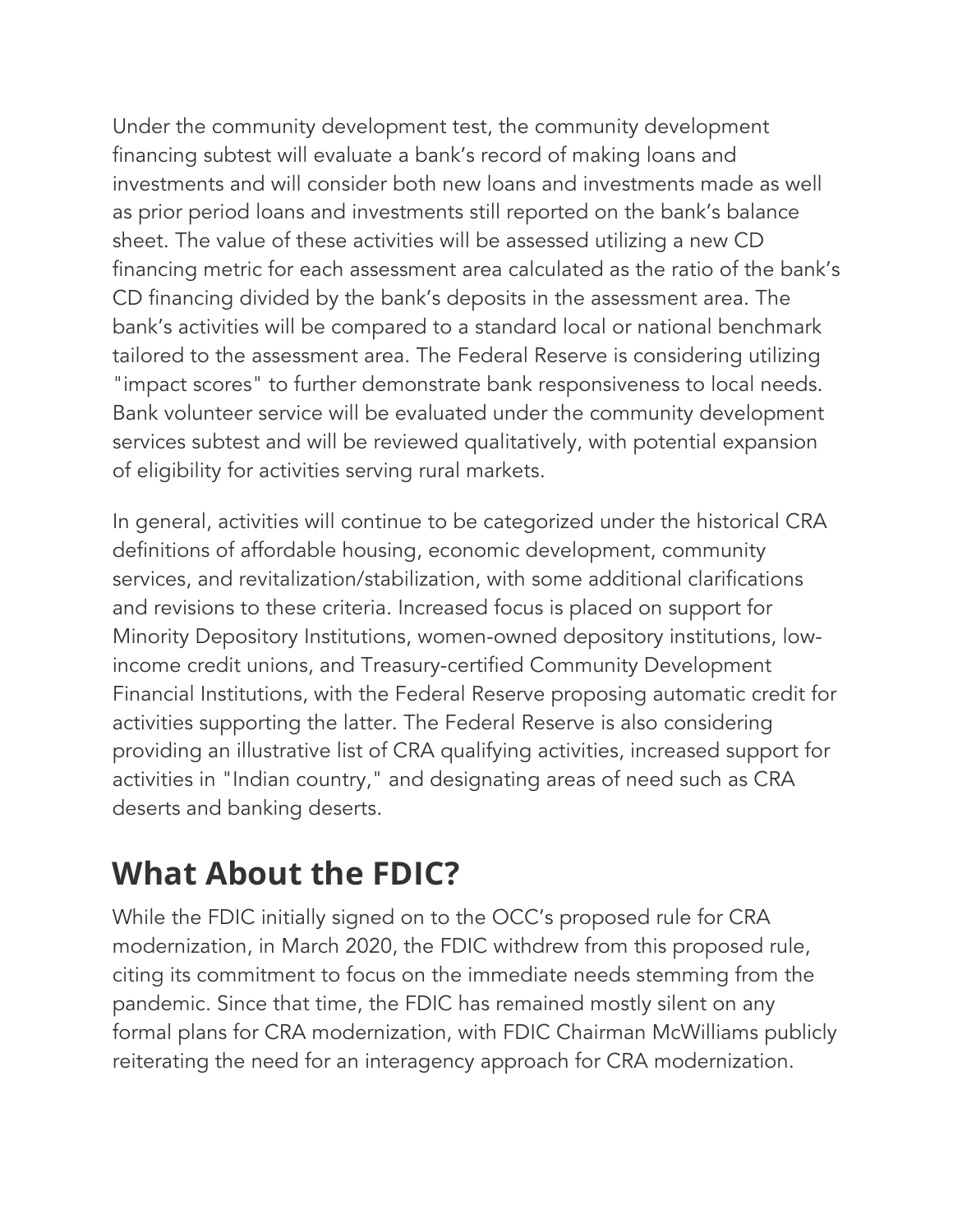Under the community development test, the community development financing subtest will evaluate a bank's record of making loans and investments and will consider both new loans and investments made as well as prior period loans and investments still reported on the bank's balance sheet. The value of these activities will be assessed utilizing a new CD financing metric for each assessment area calculated as the ratio of the bank's CD financing divided by the bank's deposits in the assessment area. The bank's activities will be compared to a standard local or national benchmark tailored to the assessment area. The Federal Reserve is considering utilizing "impact scores" to further demonstrate bank responsiveness to local needs. Bank volunteer service will be evaluated under the community development services subtest and will be reviewed qualitatively, with potential expansion of eligibility for activities serving rural markets.

In general, activities will continue to be categorized under the historical CRA definitions of affordable housing, economic development, community services, and revitalization/stabilization, with some additional clarifications and revisions to these criteria. Increased focus is placed on support for Minority Depository Institutions, women-owned depository institutions, low-income credit unions, and Treasury-certified Community Development Financial Institutions, with the Federal Reserve proposing automatic credit for activities supporting the latter. The Federal Reserve is also considering providing an illustrative list of CRA qualifying activities, increased support for activities in "Indian country," and designating areas of need such as CRA deserts and banking deserts.

## What About the FDIC?

While the FDIC initially signed on to the OCC's proposed rule for CRA modernization, in March 2020, the FDIC withdrew from this proposed rule, citing its commitment to focus on the immediate needs stemming from the pandemic. Since that time, the FDIC has remained mostly silent on any formal plans for CRA modernization, with FDIC Chairman McWilliams publicly reiterating the need for an interagency approach for CRA modernization.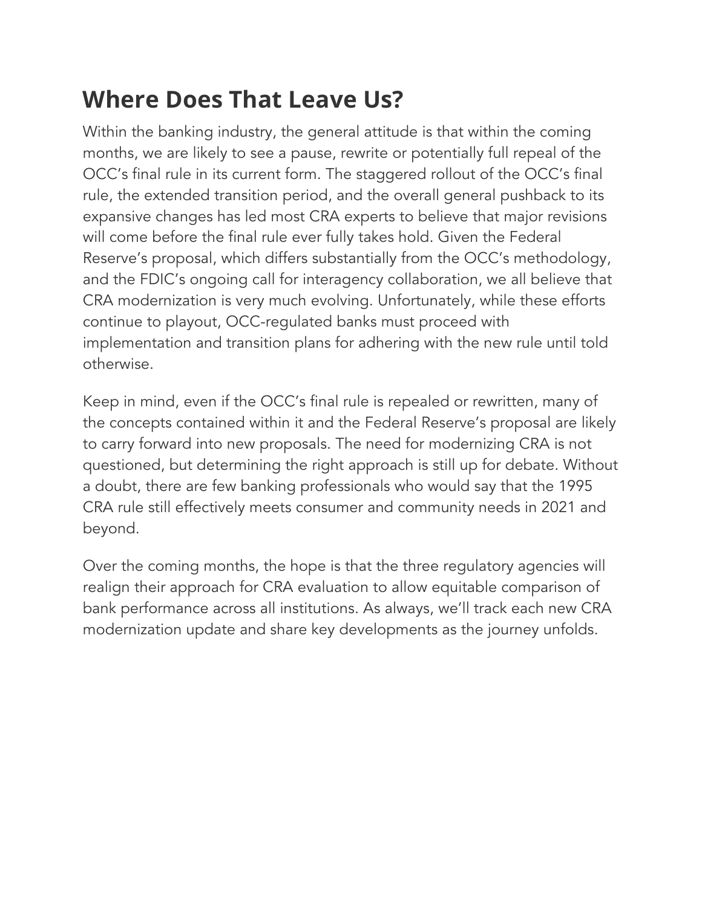## Where Does That Leave Us?

Within the banking industry, the general attitude is that within the coming months, we are likely to see a pause, rewrite or potentially full repeal of the OCC's final rule in its current form. The staggered rollout of the OCC's final rule, the extended transition period, and the overall general pushback to its expansive changes has led most CRA experts to believe that major revisions will come before the final rule ever fully takes hold. Given the Federal Reserve's proposal, which differs substantially from the OCC's methodology, and the FDIC's ongoing call for interagency collaboration, we all believe that CRA modernization is very much evolving. Unfortunately, while these efforts continue to playout, OCC-regulated banks must proceed with implementation and transition plans for adhering with the new rule until told otherwise.

Keep in mind, even if the OCC's final rule is repealed or rewritten, many of the concepts contained within it and the Federal Reserve's proposal are likely to carry forward into new proposals. The need for modernizing CRA is not questioned, but determining the right approach is still up for debate. Without a doubt, there are few banking professionals who would say that the 1995 CRA rule still effectively meets consumer and community needs in 2021 and beyond.

Over the coming months, the hope is that the three regulatory agencies will realign their approach for CRA evaluation to allow equitable comparison of bank performance across all institutions. As always, we'll track each new CRA modernization update and share key developments as the journey unfolds.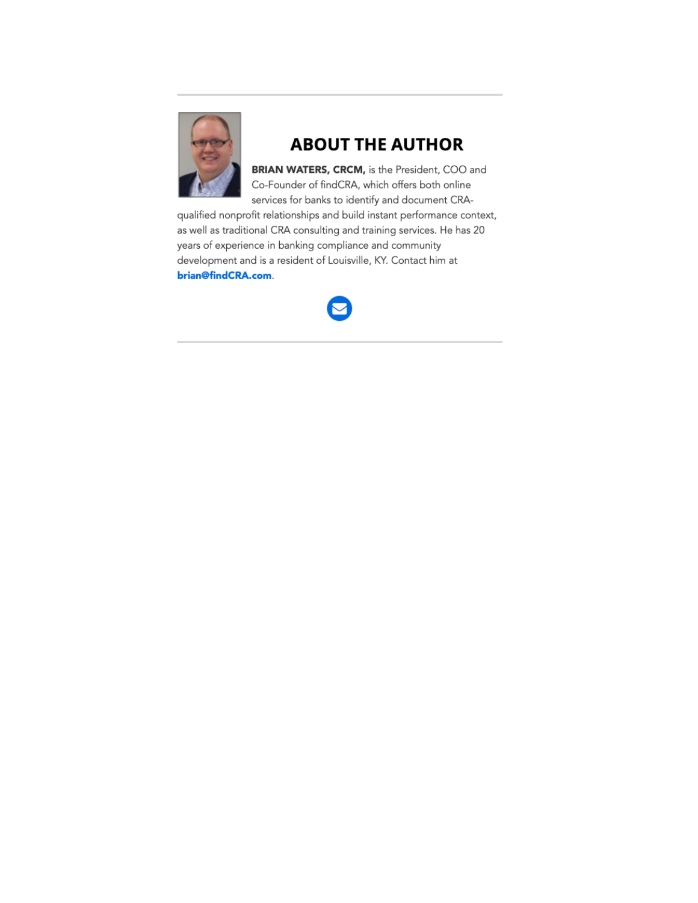## ABOUT THE AUTHOR

**BRIAN WATERS, CRCM,** is the President, COO and Co-Founder of findCRA, which offers both online services for banks to identify and document CRA-qualified nonprofit relationships and build instant performance context, as well as traditional CRA consulting and training services. He has 20 years of experience in banking compliance and community development and is a resident of Louisville, KY. Contact him at **brian@findCRA.com**.